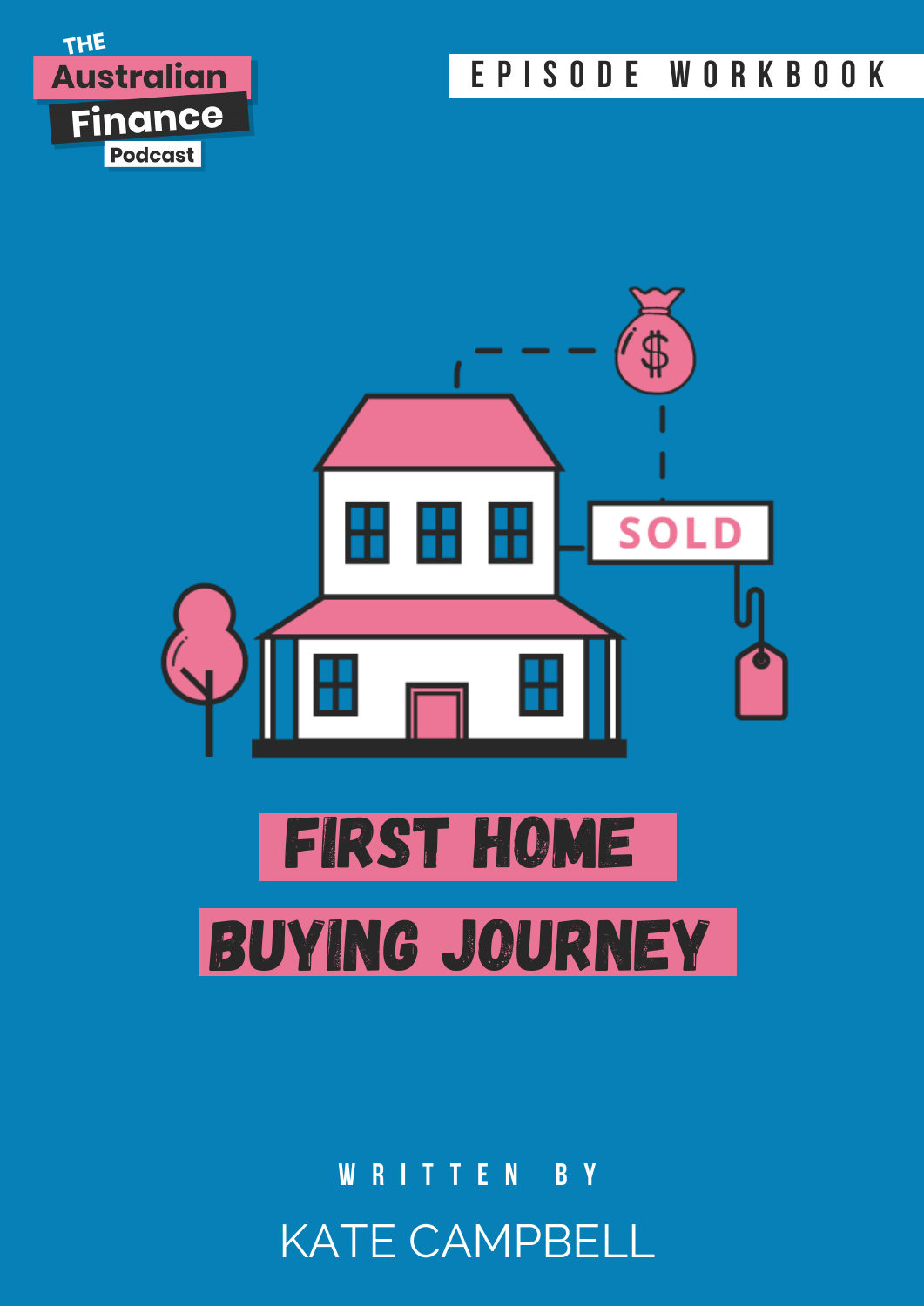The Australian Finance Podcast

EPISODE WORKBOOK

SOLD

# FIRST HOME BUYING JOURNEY

WRITTEN BY

KATE CAMPBELL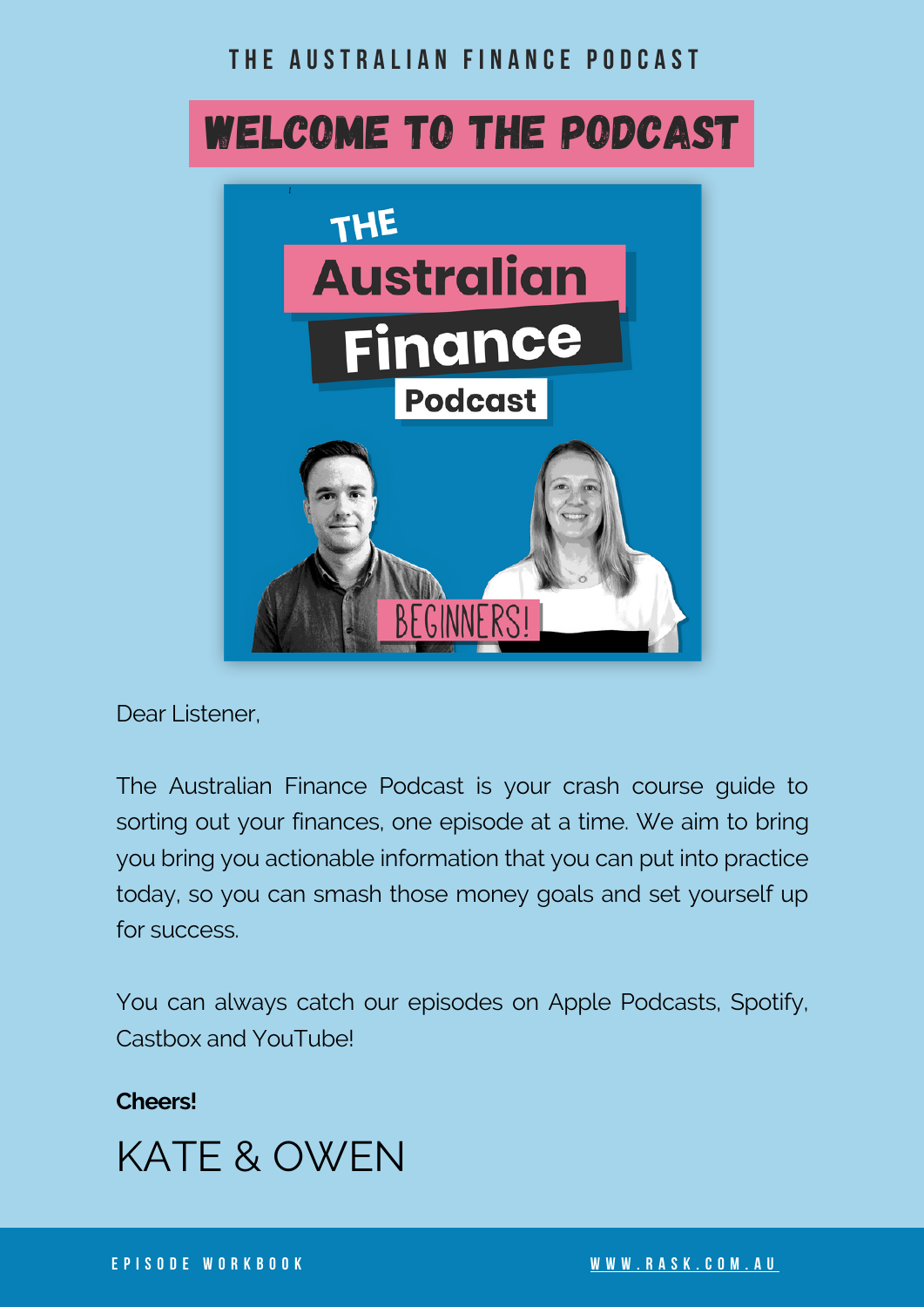# WELCOME TO THE PODCAST

Dear Listener,

The Australian Finance Podcast is your crash course guide to sorting out your finances, one episode at a time. We aim to bring you bring you actionable information that you can put into practice today, so you can smash those money goals and set yourself up for success.

You can always catch our episodes on Apple Podcasts, Spotify, Castbox and YouTube!

**Cheers!**

KATE & OWEN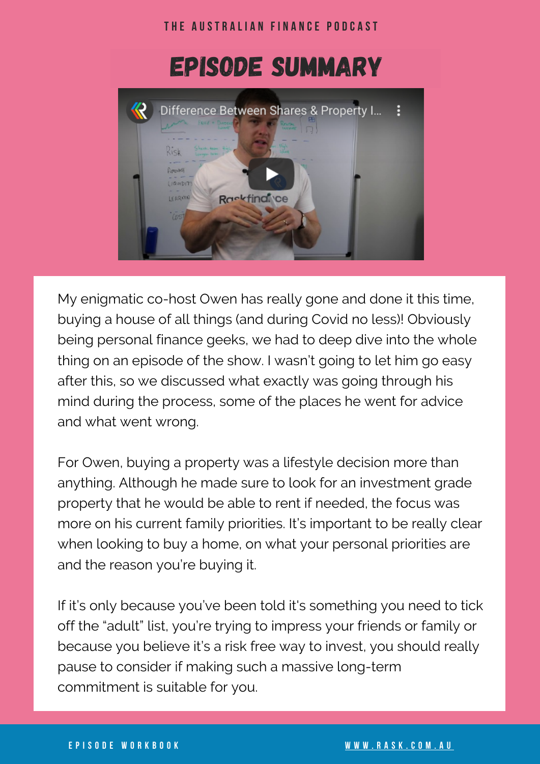# EPISODE SUMMARY

My enigmatic co-host Owen has really gone and done it this time, buying a house of all things (and during Covid no less)! Obviously being personal finance geeks, we had to deep dive into the whole thing on an episode of the show. I wasn't going to let him go easy after this, so we discussed what exactly was going through his mind during the process, some of the places he went for advice and what went wrong.

For Owen, buying a property was a lifestyle decision more than anything. Although he made sure to look for an investment grade property that he would be able to rent if needed, the focus was more on his current family priorities. It's important to be really clear when looking to buy a home, on what your personal priorities are and the reason you're buying it.

If it's only because you've been told it's something you need to tick off the "adult" list, you're trying to impress your friends or family or because you believe it's a risk free way to invest, you should really pause to consider if making such a massive long-term commitment is suitable for you.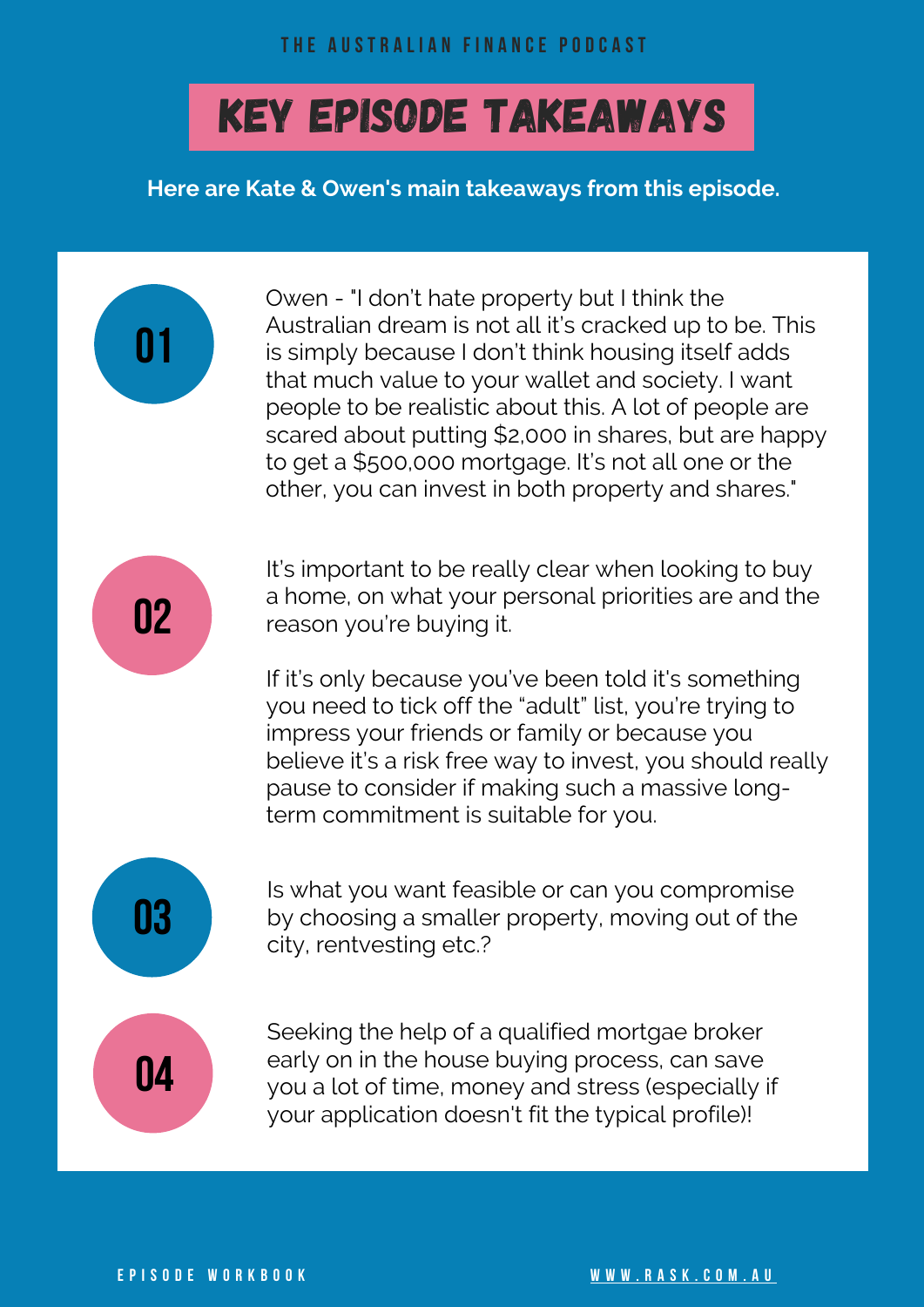THE AUSTRALIAN FINANCE PODCAST

# KEY EPISODE TAKEAWAYS

**Here are Kate & Owen's main takeaways from this episode.**

01

Owen - "I don't hate property but I think the Australian dream is not all it's cracked up to be. This is simply because I don't think housing itself adds that much value to your wallet and society. I want people to be realistic about this. A lot of people are scared about putting $2,000 in shares, but are happy to get a $500,000 mortgage. It's not all one or the other, you can invest in both property and shares."

02

It's important to be really clear when looking to buy a home, on what your personal priorities are and the reason you're buying it.

If it's only because you've been told it's something you need to tick off the "adult" list, you're trying to impress your friends or family or because you believe it's a risk free way to invest, you should really pause to consider if making such a massive long-term commitment is suitable for you.

03

Is what you want feasible or can you compromise by choosing a smaller property, moving out of the city, rentvesting etc.?

04

Seeking the help of a qualified mortgae broker early on in the house buying process, can save you a lot of time, money and stress (especially if your application doesn't fit the typical profile)!

EPISODE WORKBOOK

WWW.RASK.COM.AU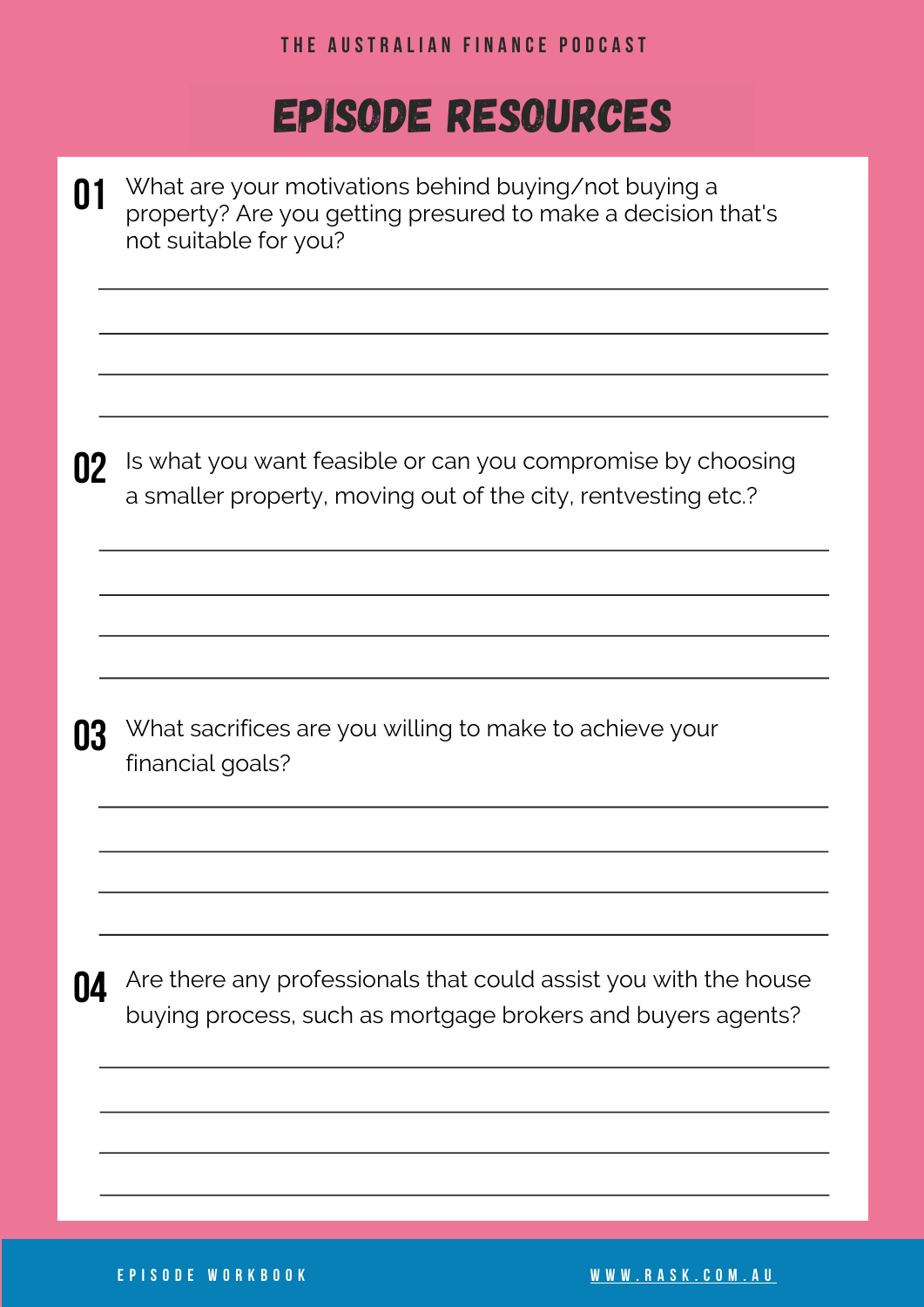THE AUSTRALIAN FINANCE PODCAST

# EPISODE RESOURCES

**01** What are your motivations behind buying/not buying a property? Are you getting presured to make a decision that's not suitable for you?

**02** Is what you want feasible or can you compromise by choosing a smaller property, moving out of the city, rentvesting etc.?

**03** What sacrifices are you willing to make to achieve your financial goals?

**04** Are there any professionals that could assist you with the house buying process, such as mortgage brokers and buyers agents?

EPISODE WORKBOOK

WWW.RASK.COM.AU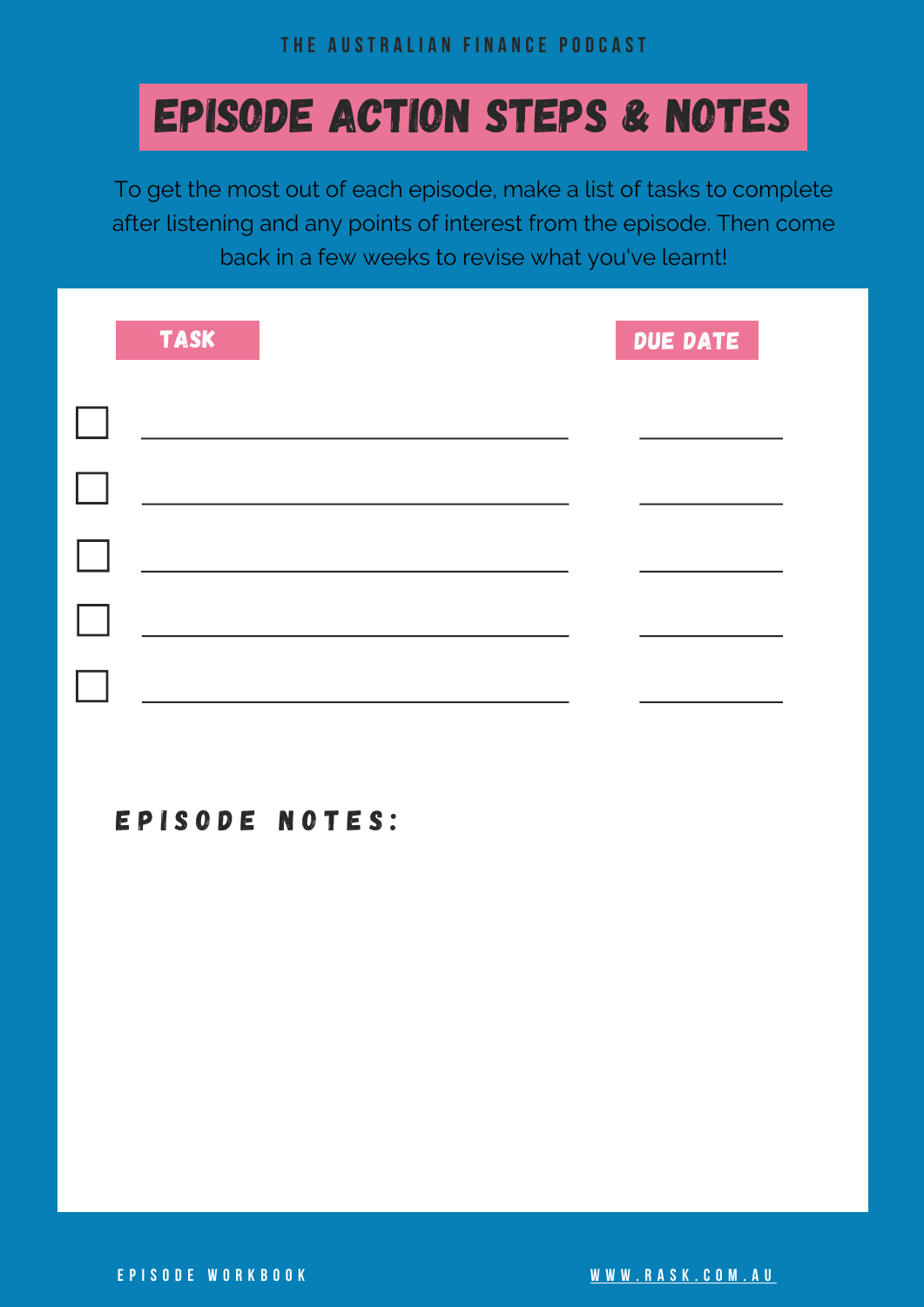THE AUSTRALIAN FINANCE PODCAST

# EPISODE ACTION STEPS & NOTES

To get the most out of each episode, make a list of tasks to complete after listening and any points of interest from the episode. Then come back in a few weeks to revise what you've learnt!

| TASK | DUE DATE |
| --- | --- |
| ☐ ______________________________ | __________ |
| ☐ ______________________________ | __________ |
| ☐ ______________________________ | __________ |
| ☐ ______________________________ | __________ |
| ☐ ______________________________ | __________ |

## EPISODE NOTES:

EPISODE WORKBOOK

WWW.RASK.COM.AU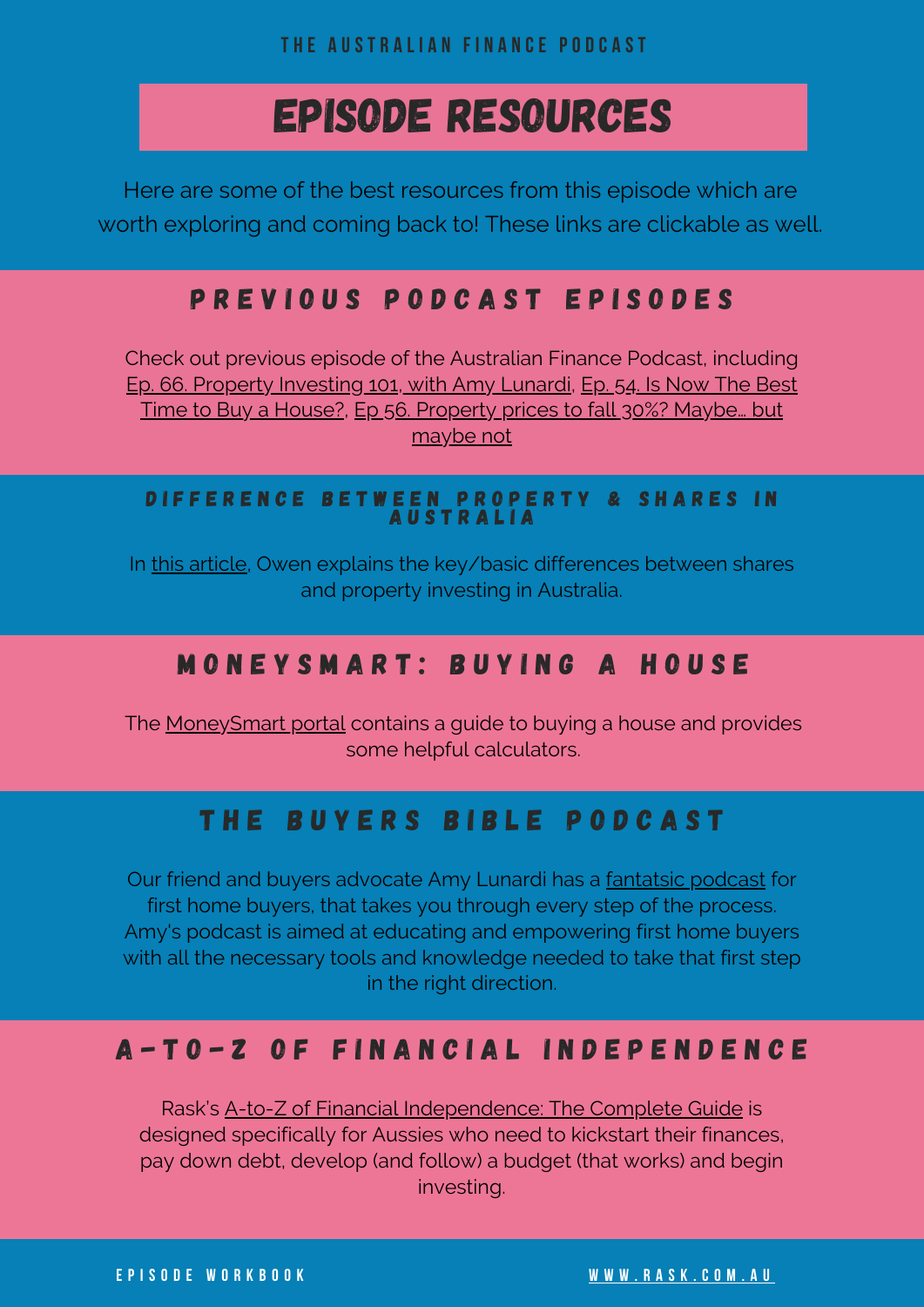# EPISODE RESOURCES

Here are some of the best resources from this episode which are worth exploring and coming back to! These links are clickable as well.

## PREVIOUS PODCAST EPISODES

Check out previous episode of the Australian Finance Podcast, including Ep. 66. Property Investing 101, with Amy Lunardi, Ep. 54. Is Now The Best Time to Buy a House?, Ep 56. Property prices to fall 30%? Maybe... but maybe not

## DIFFERENCE BETWEEN PROPERTY & SHARES IN AUSTRALIA

In this article, Owen explains the key/basic differences between shares and property investing in Australia.

## MONEYSMART: BUYING A HOUSE

The MoneySmart portal contains a guide to buying a house and provides some helpful calculators.

## THE BUYERS BIBLE PODCAST

Our friend and buyers advocate Amy Lunardi has a fantatsic podcast for first home buyers, that takes you through every step of the process. Amy's podcast is aimed at educating and empowering first home buyers with all the necessary tools and knowledge needed to take that first step in the right direction.

## A-TO-Z OF FINANCIAL INDEPENDENCE

Rask's A-to-Z of Financial Independence: The Complete Guide is designed specifically for Aussies who need to kickstart their finances, pay down debt, develop (and follow) a budget (that works) and begin investing.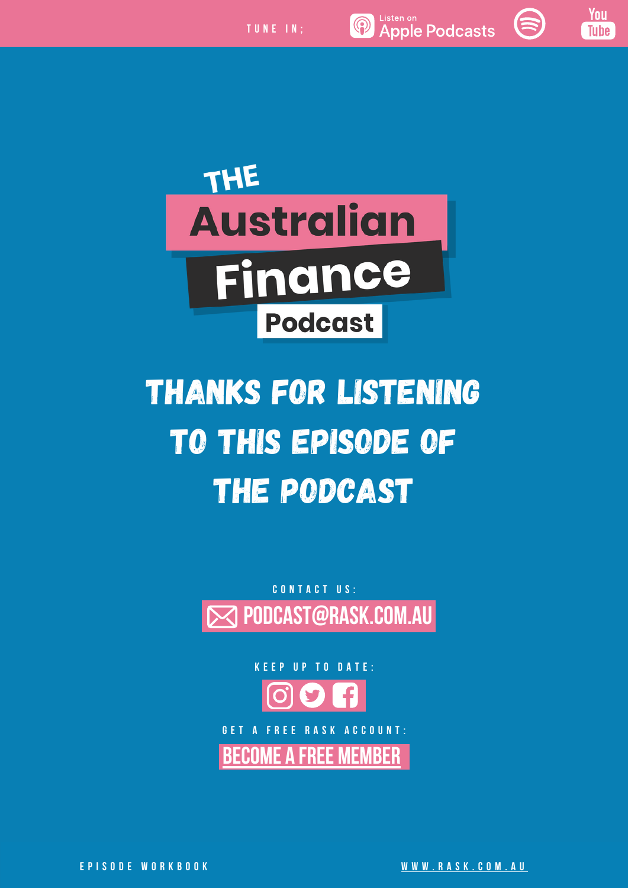TUNE IN:

Listen on Apple Podcasts

# THE Australian Finance Podcast

## THANKS FOR LISTENING TO THIS EPISODE OF THE PODCAST

CONTACT US:

PODCAST@RASK.COM.AU

KEEP UP TO DATE:

GET A FREE RASK ACCOUNT:

BECOME A FREE MEMBER

EPISODE WORKBOOK

WWW.RASK.COM.AU